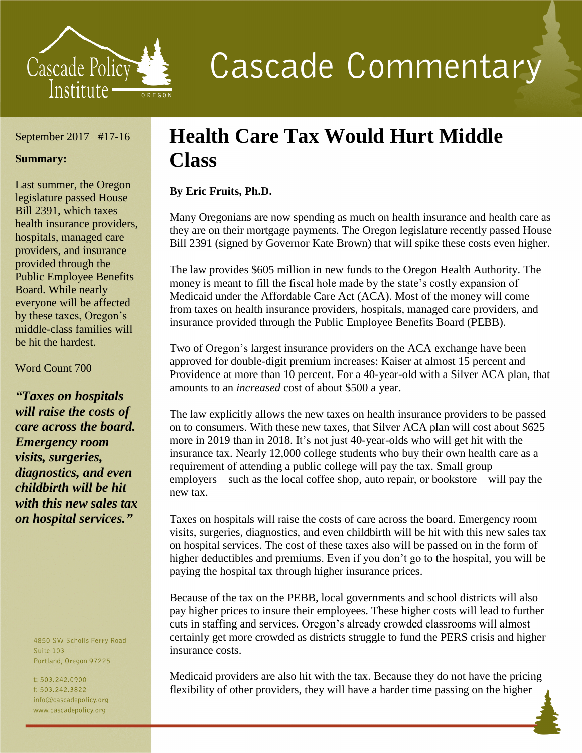Cascade Policy Institute

# Cascade Commentary

September 2017 #17-16

**Summary:**

Last summer, the Oregon legislature passed House Bill 2391, which taxes health insurance providers, hospitals, managed care providers, and insurance provided through the Public Employee Benefits Board. While nearly everyone will be affected by these taxes, Oregon's middle-class families will be hit the hardest.

Word Count 700

***"Taxes on hospitals will raise the costs of care across the board. Emergency room visits, surgeries, diagnostics, and even childbirth will be hit with this new sales tax on hospital services."***

4850 SW Scholls Ferry Road
Suite 103
Portland, Oregon 97225

t: 503.242.0900
f: 503.242.3822
info@cascadepolicy.org
www.cascadepolicy.org

# Health Care Tax Would Hurt Middle Class

**By Eric Fruits, Ph.D.**

Many Oregonians are now spending as much on health insurance and health care as they are on their mortgage payments. The Oregon legislature recently passed House Bill 2391 (signed by Governor Kate Brown) that will spike these costs even higher.

The law provides $605 million in new funds to the Oregon Health Authority. The money is meant to fill the fiscal hole made by the state's costly expansion of Medicaid under the Affordable Care Act (ACA). Most of the money will come from taxes on health insurance providers, hospitals, managed care providers, and insurance provided through the Public Employee Benefits Board (PEBB).

Two of Oregon's largest insurance providers on the ACA exchange have been approved for double-digit premium increases: Kaiser at almost 15 percent and Providence at more than 10 percent. For a 40-year-old with a Silver ACA plan, that amounts to an *increased* cost of about $500 a year.

The law explicitly allows the new taxes on health insurance providers to be passed on to consumers. With these new taxes, that Silver ACA plan will cost about $625 more in 2019 than in 2018. It's not just 40-year-olds who will get hit with the insurance tax. Nearly 12,000 college students who buy their own health care as a requirement of attending a public college will pay the tax. Small group employers—such as the local coffee shop, auto repair, or bookstore—will pay the new tax.

Taxes on hospitals will raise the costs of care across the board. Emergency room visits, surgeries, diagnostics, and even childbirth will be hit with this new sales tax on hospital services. The cost of these taxes also will be passed on in the form of higher deductibles and premiums. Even if you don't go to the hospital, you will be paying the hospital tax through higher insurance prices.

Because of the tax on the PEBB, local governments and school districts will also pay higher prices to insure their employees. These higher costs will lead to further cuts in staffing and services. Oregon's already crowded classrooms will almost certainly get more crowded as districts struggle to fund the PERS crisis and higher insurance costs.

Medicaid providers are also hit with the tax. Because they do not have the pricing flexibility of other providers, they will have a harder time passing on the higher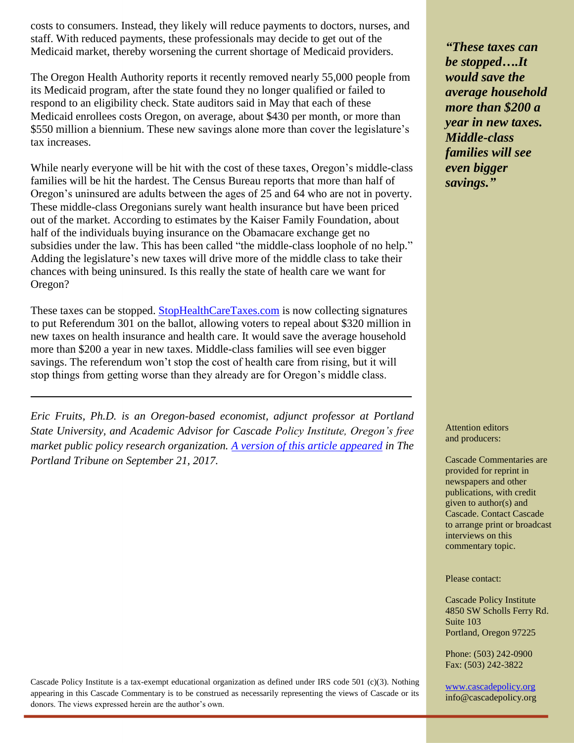costs to consumers. Instead, they likely will reduce payments to doctors, nurses, and staff. With reduced payments, these professionals may decide to get out of the Medicaid market, thereby worsening the current shortage of Medicaid providers.

The Oregon Health Authority reports it recently removed nearly 55,000 people from its Medicaid program, after the state found they no longer qualified or failed to respond to an eligibility check. State auditors said in May that each of these Medicaid enrollees costs Oregon, on average, about $430 per month, or more than $550 million a biennium. These new savings alone more than cover the legislature's tax increases.

While nearly everyone will be hit with the cost of these taxes, Oregon's middle-class families will be hit the hardest. The Census Bureau reports that more than half of Oregon's uninsured are adults between the ages of 25 and 64 who are not in poverty. These middle-class Oregonians surely want health insurance but have been priced out of the market. According to estimates by the Kaiser Family Foundation, about half of the individuals buying insurance on the Obamacare exchange get no subsidies under the law. This has been called "the middle-class loophole of no help." Adding the legislature's new taxes will drive more of the middle class to take their chances with being uninsured. Is this really the state of health care we want for Oregon?

These taxes can be stopped. [StopHealthCareTaxes.com](StopHealthCareTaxes.com) is now collecting signatures to put Referendum 301 on the ballot, allowing voters to repeal about $320 million in new taxes on health insurance and health care. It would save the average household more than $200 a year in new taxes. Middle-class families will see even bigger savings. The referendum won't stop the cost of health care from rising, but it will stop things from getting worse than they already are for Oregon's middle class.

***"These taxes can be stopped….It would save the average household more than $200 a year in new taxes. Middle-class families will see even bigger savings."***

---

*Eric Fruits, Ph.D. is an Oregon-based economist, adjunct professor at Portland State University, and Academic Advisor for Cascade Policy Institute, Oregon's free market public policy research organization. A version of this article appeared in The Portland Tribune on September 21, 2017.*

Attention editors and producers:

Cascade Commentaries are provided for reprint in newspapers and other publications, with credit given to author(s) and Cascade. Contact Cascade to arrange print or broadcast interviews on this commentary topic.

Please contact:

Cascade Policy Institute
4850 SW Scholls Ferry Rd.
Suite 103
Portland, Oregon 97225

Phone: (503) 242-0900
Fax: (503) 242-3822

www.cascadepolicy.org
info@cascadepolicy.org

Cascade Policy Institute is a tax-exempt educational organization as defined under IRS code 501 (c)(3). Nothing appearing in this Cascade Commentary is to be construed as necessarily representing the views of Cascade or its donors. The views expressed herein are the author's own.